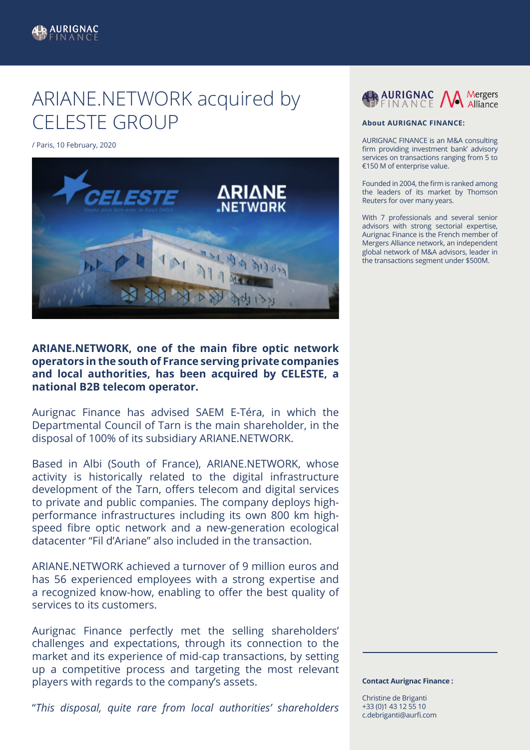# ARIANE.NETWORK acquired by CELESTE GROUP

/ Paris, 10 February, 2020

**ARIANE.NETWORK, one of the main fibre optic network operators in the south of France serving private companies and local authorities, has been acquired by CELESTE, a national B2B telecom operator.**

Aurignac Finance has advised SAEM E-Téra, in which the Departmental Council of Tarn is the main shareholder, in the disposal of 100% of its subsidiary ARIANE.NETWORK.

Based in Albi (South of France), ARIANE.NETWORK, whose activity is historically related to the digital infrastructure development of the Tarn, offers telecom and digital services to private and public companies. The company deploys high-performance infrastructures including its own 800 km high-speed fibre optic network and a new-generation ecological datacenter "Fil d'Ariane" also included in the transaction.

ARIANE.NETWORK achieved a turnover of 9 million euros and has 56 experienced employees with a strong expertise and a recognized know-how, enabling to offer the best quality of services to its customers.

Aurignac Finance perfectly met the selling shareholders' challenges and expectations, through its connection to the market and its experience of mid-cap transactions, by setting up a competitive process and targeting the most relevant players with regards to the company's assets.

"*This disposal, quite rare from local authorities' shareholders*

**About AURIGNAC FINANCE:**

AURIGNAC FINANCE is an M&A consulting firm providing investment bank' advisory services on transactions ranging from 5 to €150 M of enterprise value.

Founded in 2004, the firm is ranked among the leaders of its market by Thomson Reuters for over many years.

With 7 professionals and several senior advisors with strong sectorial expertise, Aurignac Finance is the French member of Mergers Alliance network, an independent global network of M&A advisors, leader in the transactions segment under $500M.

**Contact Aurignac Finance :**

Christine de Briganti
+33 (0)1 43 12 55 10
c.debriganti@aurfi.com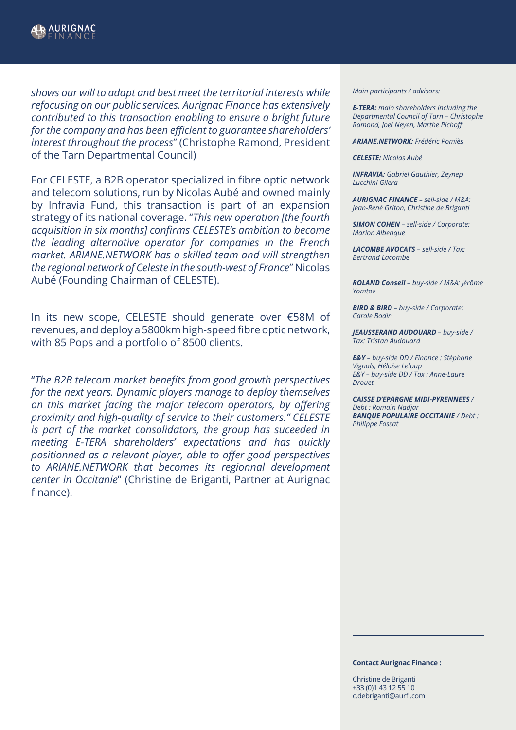*shows our will to adapt and best meet the territorial interests while refocusing on our public services. Aurignac Finance has extensively contributed to this transaction enabling to ensure a bright future for the company and has been efficient to guarantee shareholders' interest throughout the process*" (Christophe Ramond, President of the Tarn Departmental Council)

For CELESTE, a B2B operator specialized in fibre optic network and telecom solutions, run by Nicolas Aubé and owned mainly by Infravia Fund, this transaction is part of an expansion strategy of its national coverage. "*This new operation [the fourth acquisition in six months] confirms CELESTE's ambition to become the leading alternative operator for companies in the French market. ARIANE.NETWORK has a skilled team and will strengthen the regional network of Celeste in the south-west of France*" Nicolas Aubé (Founding Chairman of CELESTE).

In its new scope, CELESTE should generate over €58M of revenues, and deploy a 5800km high-speed fibre optic network, with 85 Pops and a portfolio of 8500 clients.

"*The B2B telecom market benefits from good growth perspectives for the next years. Dynamic players manage to deploy themselves on this market facing the major telecom operators, by offering proximity and high-quality of service to their customers." CELESTE is part of the market consolidators, the group has suceeded in meeting E-TERA shareholders' expectations and has quickly positionned as a relevant player, able to offer good perspectives to ARIANE.NETWORK that becomes its regionnal development center in Occitanie*" (Christine de Briganti, Partner at Aurignac finance).

*Main participants / advisors:*

***E-TERA:*** *main shareholders including the Departmental Council of Tarn – Christophe Ramond, Joel Neyen, Marthe Pichoff*

***ARIANE.NETWORK:*** *Frédéric Pomiès*

***CELESTE:*** *Nicolas Aubé*

***INFRAVIA:*** *Gabriel Gauthier, Zeynep Lucchini Gilera*

***AURIGNAC FINANCE*** *– sell-side / M&A: Jean-René Griton, Christine de Briganti*

***SIMON COHEN*** *– sell-side / Corporate: Marion Albenque*

***LACOMBE AVOCATS*** *– sell-side / Tax: Bertrand Lacombe*

***ROLAND Conseil*** *– buy-side / M&A: Jérôme Yomtov*

***BIRD & BIRD*** *– buy-side / Corporate: Carole Bodin*

***JEAUSSERAND AUDOUARD*** *– buy-side / Tax: Tristan Audouard*

***E&Y*** *– buy-side DD / Finance : Stéphane Vignals, Héloïse Leloup*
***E&Y*** *– buy-side DD / Tax : Anne-Laure Drouet*

***CAISSE D'EPARGNE MIDI-PYRENNEES*** */ Debt : Romain Nadjar*
***BANQUE POPULAIRE OCCITANIE*** */ Debt : Philippe Fossat*

**Contact Aurignac Finance :**

Christine de Briganti
+33 (0)1 43 12 55 10
c.debriganti@aurfi.com